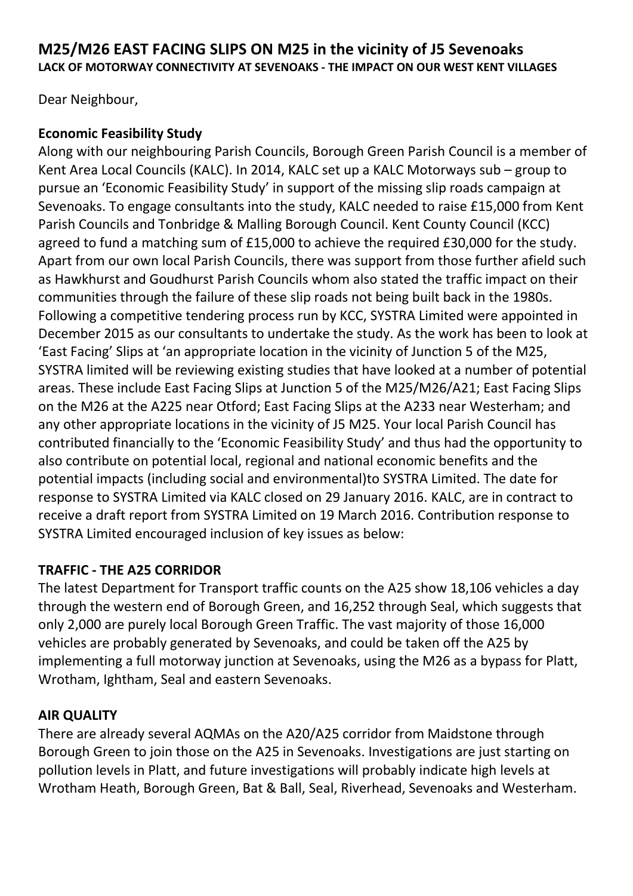## M25/M26 EAST FACING SLIPS ON M25 in the vicinity of J5 Sevenoaks

**LACK OF MOTORWAY CONNECTIVITY AT SEVENOAKS - THE IMPACT ON OUR WEST KENT VILLAGES**

Dear Neighbour,

### Economic Feasibility Study

Along with our neighbouring Parish Councils, Borough Green Parish Council is a member of Kent Area Local Councils (KALC). In 2014, KALC set up a KALC Motorways sub – group to pursue an 'Economic Feasibility Study' in support of the missing slip roads campaign at Sevenoaks. To engage consultants into the study, KALC needed to raise £15,000 from Kent Parish Councils and Tonbridge & Malling Borough Council. Kent County Council (KCC) agreed to fund a matching sum of £15,000 to achieve the required £30,000 for the study. Apart from our own local Parish Councils, there was support from those further afield such as Hawkhurst and Goudhurst Parish Councils whom also stated the traffic impact on their communities through the failure of these slip roads not being built back in the 1980s. Following a competitive tendering process run by KCC, SYSTRA Limited were appointed in December 2015 as our consultants to undertake the study. As the work has been to look at 'East Facing' Slips at 'an appropriate location in the vicinity of Junction 5 of the M25, SYSTRA limited will be reviewing existing studies that have looked at a number of potential areas. These include East Facing Slips at Junction 5 of the M25/M26/A21; East Facing Slips on the M26 at the A225 near Otford; East Facing Slips at the A233 near Westerham; and any other appropriate locations in the vicinity of J5 M25. Your local Parish Council has contributed financially to the 'Economic Feasibility Study' and thus had the opportunity to also contribute on potential local, regional and national economic benefits and the potential impacts (including social and environmental)to SYSTRA Limited. The date for response to SYSTRA Limited via KALC closed on 29 January 2016. KALC, are in contract to receive a draft report from SYSTRA Limited on 19 March 2016. Contribution response to SYSTRA Limited encouraged inclusion of key issues as below:

### TRAFFIC - THE A25 CORRIDOR

The latest Department for Transport traffic counts on the A25 show 18,106 vehicles a day through the western end of Borough Green, and 16,252 through Seal, which suggests that only 2,000 are purely local Borough Green Traffic. The vast majority of those 16,000 vehicles are probably generated by Sevenoaks, and could be taken off the A25 by implementing a full motorway junction at Sevenoaks, using the M26 as a bypass for Platt, Wrotham, Ightham, Seal and eastern Sevenoaks.

### AIR QUALITY

There are already several AQMAs on the A20/A25 corridor from Maidstone through Borough Green to join those on the A25 in Sevenoaks. Investigations are just starting on pollution levels in Platt, and future investigations will probably indicate high levels at Wrotham Heath, Borough Green, Bat & Ball, Seal, Riverhead, Sevenoaks and Westerham.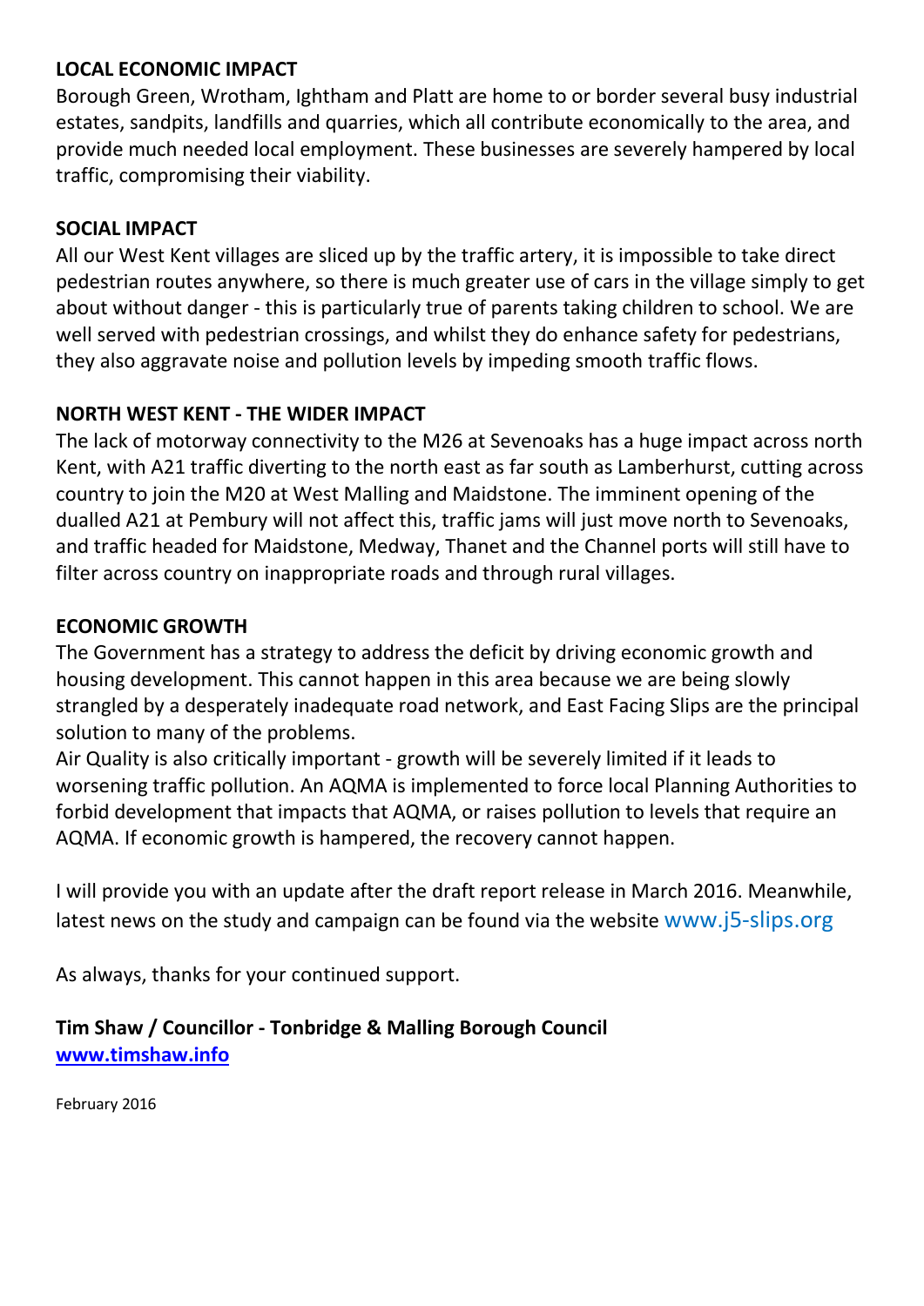**LOCAL ECONOMIC IMPACT**

Borough Green, Wrotham, Ightham and Platt are home to or border several busy industrial estates, sandpits, landfills and quarries, which all contribute economically to the area, and provide much needed local employment. These businesses are severely hampered by local traffic, compromising their viability.

**SOCIAL IMPACT**

All our West Kent villages are sliced up by the traffic artery, it is impossible to take direct pedestrian routes anywhere, so there is much greater use of cars in the village simply to get about without danger - this is particularly true of parents taking children to school. We are well served with pedestrian crossings, and whilst they do enhance safety for pedestrians, they also aggravate noise and pollution levels by impeding smooth traffic flows.

**NORTH WEST KENT - THE WIDER IMPACT**

The lack of motorway connectivity to the M26 at Sevenoaks has a huge impact across north Kent, with A21 traffic diverting to the north east as far south as Lamberhurst, cutting across country to join the M20 at West Malling and Maidstone. The imminent opening of the dualled A21 at Pembury will not affect this, traffic jams will just move north to Sevenoaks, and traffic headed for Maidstone, Medway, Thanet and the Channel ports will still have to filter across country on inappropriate roads and through rural villages.

**ECONOMIC GROWTH**

The Government has a strategy to address the deficit by driving economic growth and housing development. This cannot happen in this area because we are being slowly strangled by a desperately inadequate road network, and East Facing Slips are the principal solution to many of the problems.

Air Quality is also critically important - growth will be severely limited if it leads to worsening traffic pollution. An AQMA is implemented to force local Planning Authorities to forbid development that impacts that AQMA, or raises pollution to levels that require an AQMA. If economic growth is hampered, the recovery cannot happen.

I will provide you with an update after the draft report release in March 2016. Meanwhile, latest news on the study and campaign can be found via the website www.j5-slips.org

As always, thanks for your continued support.

**Tim Shaw / Councillor - Tonbridge & Malling Borough Council**
**www.timshaw.info**

February 2016